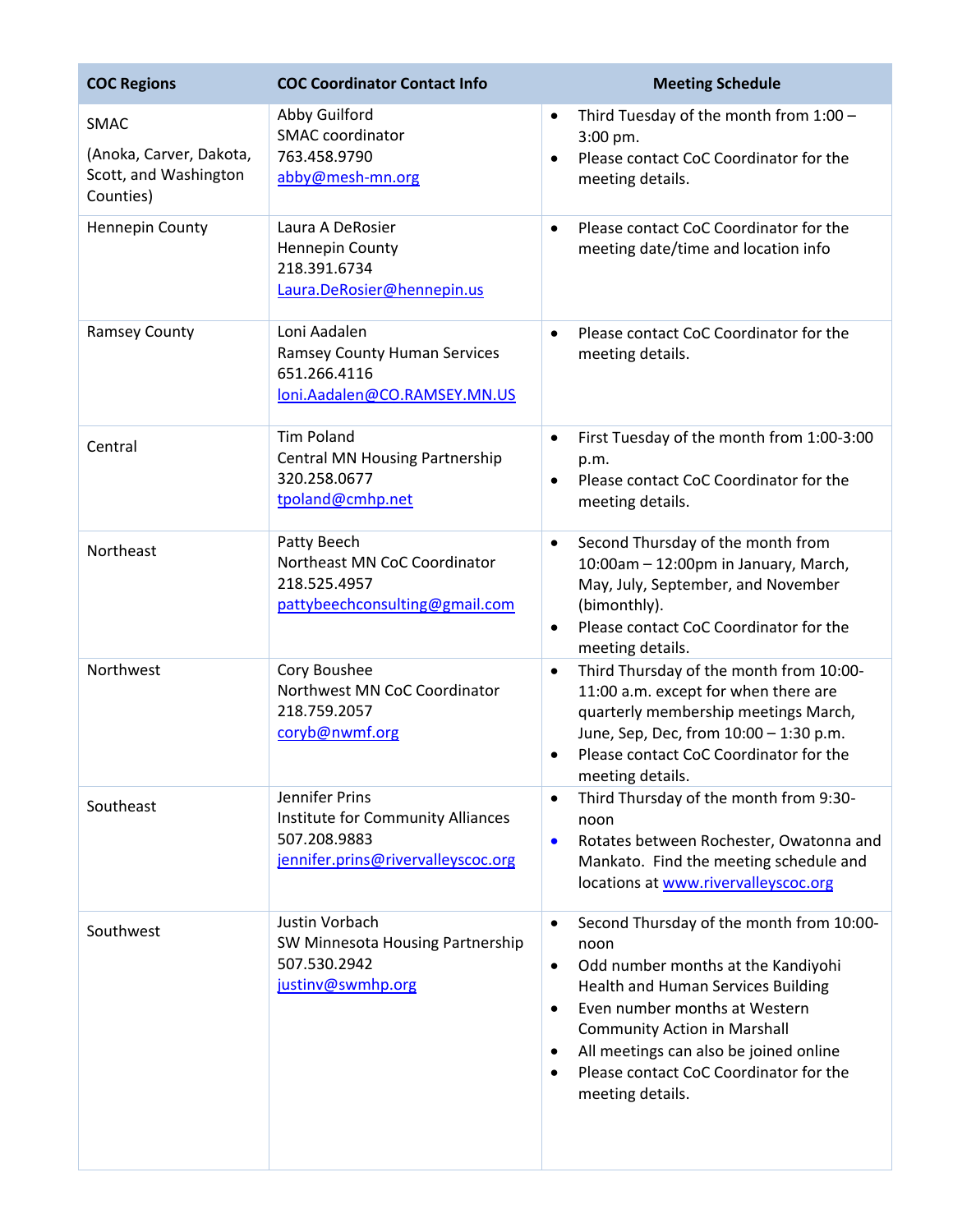| COC Regions | COC Coordinator Contact Info | Meeting Schedule |
|---|---|---|
| SMAC<br><br>(Anoka, Carver, Dakota, Scott, and Washington Counties) | Abby Guilford<br>SMAC coordinator<br>763.458.9790<br>abby@mesh-mn.org | • Third Tuesday of the month from 1:00 – 3:00 pm.<br>• Please contact CoC Coordinator for the meeting details. |
| Hennepin County | Laura A DeRosier<br>Hennepin County<br>218.391.6734<br>Laura.DeRosier@hennepin.us | • Please contact CoC Coordinator for the meeting date/time and location info |
| Ramsey County | Loni Aadalen<br>Ramsey County Human Services<br>651.266.4116<br>loni.Aadalen@CO.RAMSEY.MN.US | • Please contact CoC Coordinator for the meeting details. |
| Central | Tim Poland<br>Central MN Housing Partnership<br>320.258.0677<br>tpoland@cmhp.net | • First Tuesday of the month from 1:00-3:00 p.m.<br>• Please contact CoC Coordinator for the meeting details. |
| Northeast | Patty Beech<br>Northeast MN CoC Coordinator<br>218.525.4957<br>pattybeechconsulting@gmail.com | • Second Thursday of the month from 10:00am – 12:00pm in January, March, May, July, September, and November (bimonthly).<br>• Please contact CoC Coordinator for the meeting details. |
| Northwest | Cory Boushee<br>Northwest MN CoC Coordinator<br>218.759.2057<br>coryb@nwmf.org | • Third Thursday of the month from 10:00-11:00 a.m. except for when there are quarterly membership meetings March, June, Sep, Dec, from 10:00 – 1:30 p.m.<br>• Please contact CoC Coordinator for the meeting details. |
| Southeast | Jennifer Prins<br>Institute for Community Alliances<br>507.208.9883<br>jennifer.prins@rivervalleyscoc.org | • Third Thursday of the month from 9:30-noon<br>• Rotates between Rochester, Owatonna and Mankato. Find the meeting schedule and locations at www.rivervalleyscoc.org |
| Southwest | Justin Vorbach<br>SW Minnesota Housing Partnership<br>507.530.2942<br>justinv@swmhp.org | • Second Thursday of the month from 10:00-noon<br>• Odd number months at the Kandiyohi Health and Human Services Building<br>• Even number months at Western Community Action in Marshall<br>• All meetings can also be joined online<br>• Please contact CoC Coordinator for the meeting details. |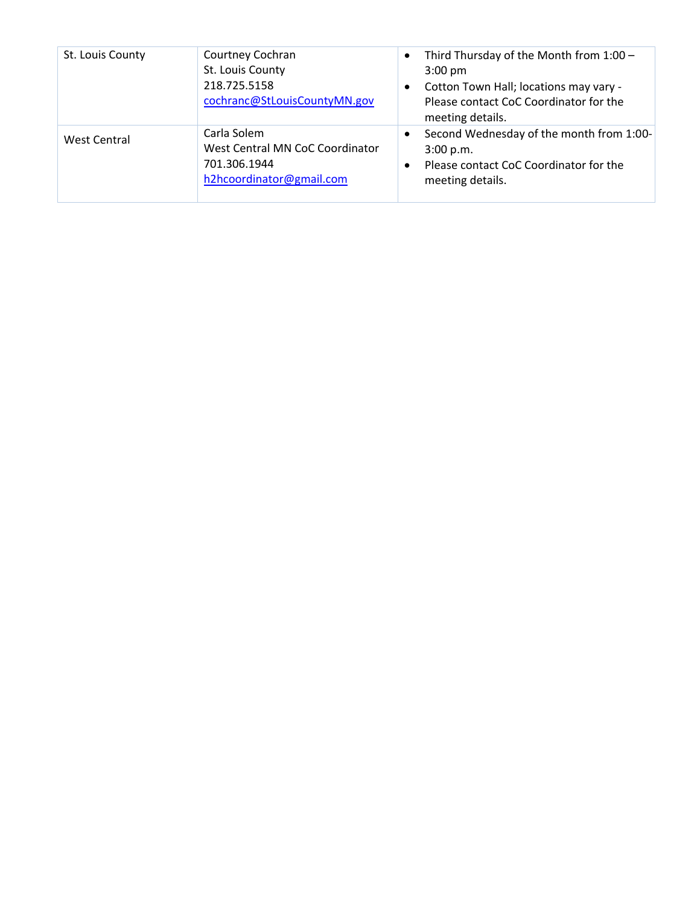| | | |
|---|---|---|
| St. Louis County | Courtney Cochran<br>St. Louis County<br>218.725.5158<br>cochranc@StLouisCountyMN.gov | • Third Thursday of the Month from 1:00 – 3:00 pm<br>• Cotton Town Hall; locations may vary - Please contact CoC Coordinator for the meeting details. |
| West Central | Carla Solem<br>West Central MN CoC Coordinator<br>701.306.1944<br>h2hcoordinator@gmail.com | • Second Wednesday of the month from 1:00-3:00 p.m.<br>• Please contact CoC Coordinator for the meeting details. |